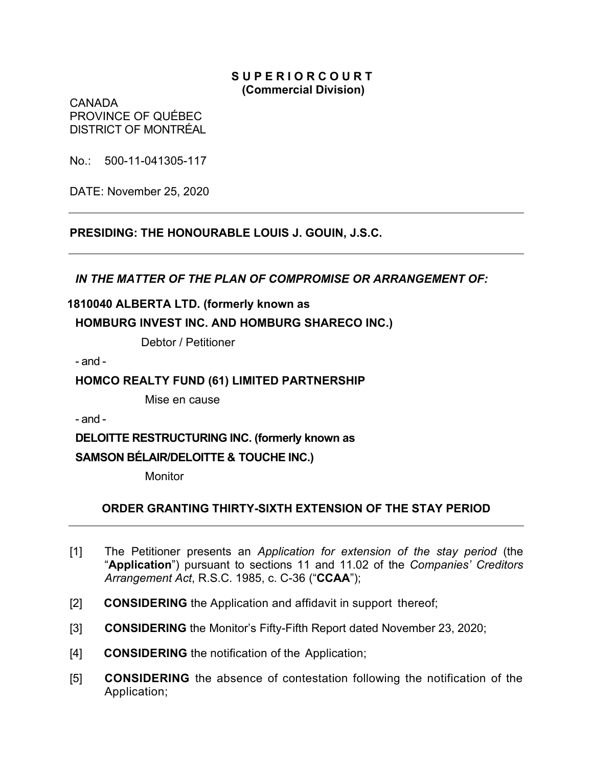**SUPERIOR COURT**
**(Commercial Division)**

CANADA
PROVINCE OF QUÉBEC
DISTRICT OF MONTRÉAL

No.: 500-11-041305-117

DATE: November 25, 2020

---

**PRESIDING: THE HONOURABLE LOUIS J. GOUIN, J.S.C.**

---

***IN THE MATTER OF THE PLAN OF COMPROMISE OR ARRANGEMENT OF:***

**1810040 ALBERTA LTD. (formerly known as**
**HOMBURG INVEST INC. AND HOMBURG SHARECO INC.)**

Debtor / Petitioner

- and -

**HOMCO REALTY FUND (61) LIMITED PARTNERSHIP**

Mise en cause

- and -

**DELOITTE RESTRUCTURING INC. (formerly known as**
**SAMSON BÉLAIR/DELOITTE & TOUCHE INC.)**

Monitor

## ORDER GRANTING THIRTY-SIXTH EXTENSION OF THE STAY PERIOD

---

[1] The Petitioner presents an *Application for extension of the stay period* (the "**Application**") pursuant to sections 11 and 11.02 of the *Companies' Creditors Arrangement Act*, R.S.C. 1985, c. C-36 ("**CCAA**");

[2] **CONSIDERING** the Application and affidavit in support thereof;

[3] **CONSIDERING** the Monitor's Fifty-Fifth Report dated November 23, 2020;

[4] **CONSIDERING** the notification of the Application;

[5] **CONSIDERING** the absence of contestation following the notification of the Application;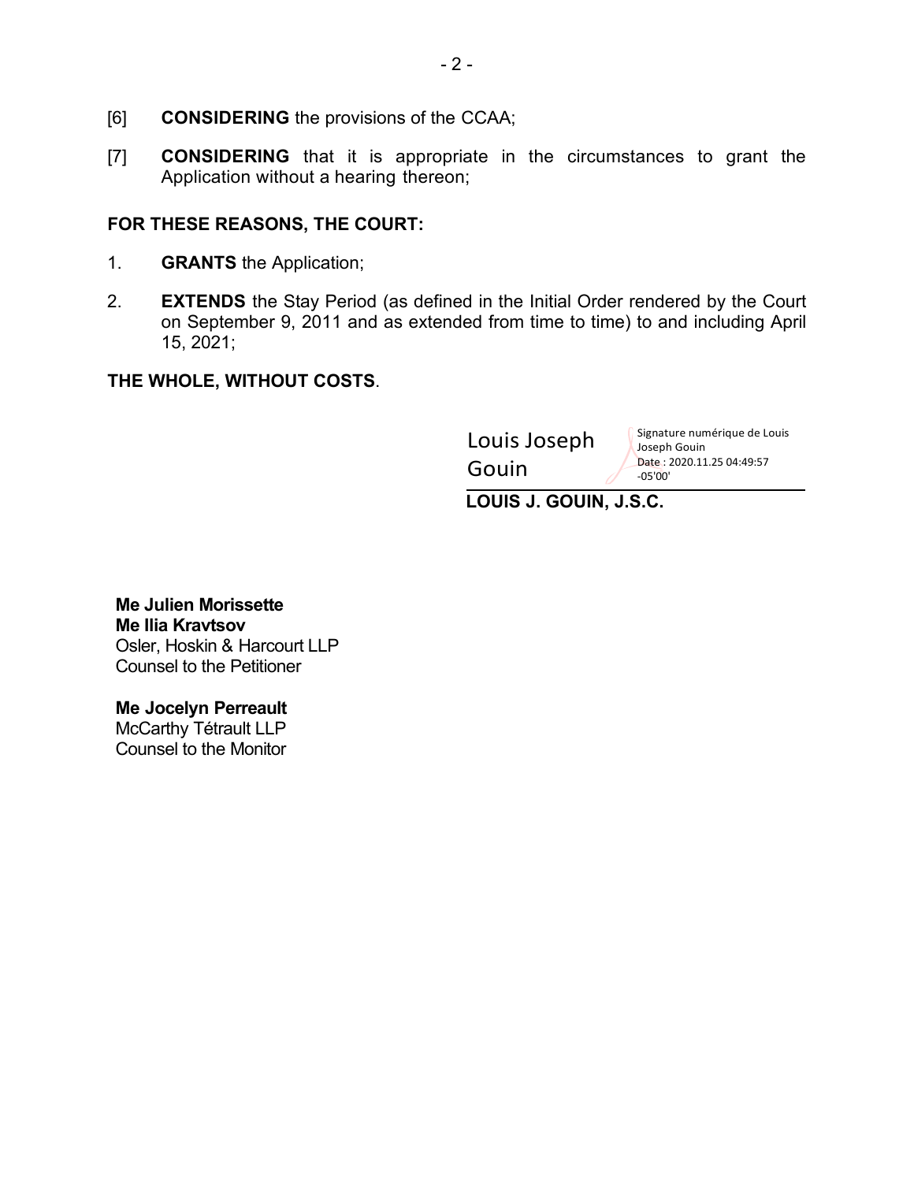[6] **CONSIDERING** the provisions of the CCAA;

[7] **CONSIDERING** that it is appropriate in the circumstances to grant the Application without a hearing thereon;

**FOR THESE REASONS, THE COURT:**

1. **GRANTS** the Application;

2. **EXTENDS** the Stay Period (as defined in the Initial Order rendered by the Court on September 9, 2011 and as extended from time to time) to and including April 15, 2021;

**THE WHOLE, WITHOUT COSTS**.

Louis Joseph Gouin

Signature numérique de Louis Joseph Gouin
Date : 2020.11.25 04:49:57 -05'00'

**LOUIS J. GOUIN, J.S.C.**

**Me Julien Morissette**
**Me Ilia Kravtsov**
Osler, Hoskin & Harcourt LLP
Counsel to the Petitioner

**Me Jocelyn Perreault**
McCarthy Tétrault LLP
Counsel to the Monitor